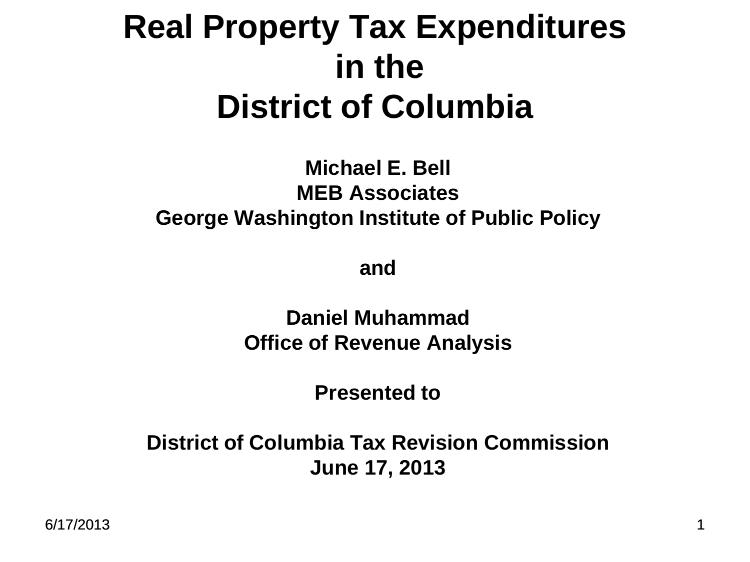# Real Property Tax Expenditures in the District of Columbia

**Michael E. Bell**
**MEB Associates**
**George Washington Institute of Public Policy**

**and**

**Daniel Muhammad**
**Office of Revenue Analysis**

**Presented to**

**District of Columbia Tax Revision Commission**
**June 17, 2013**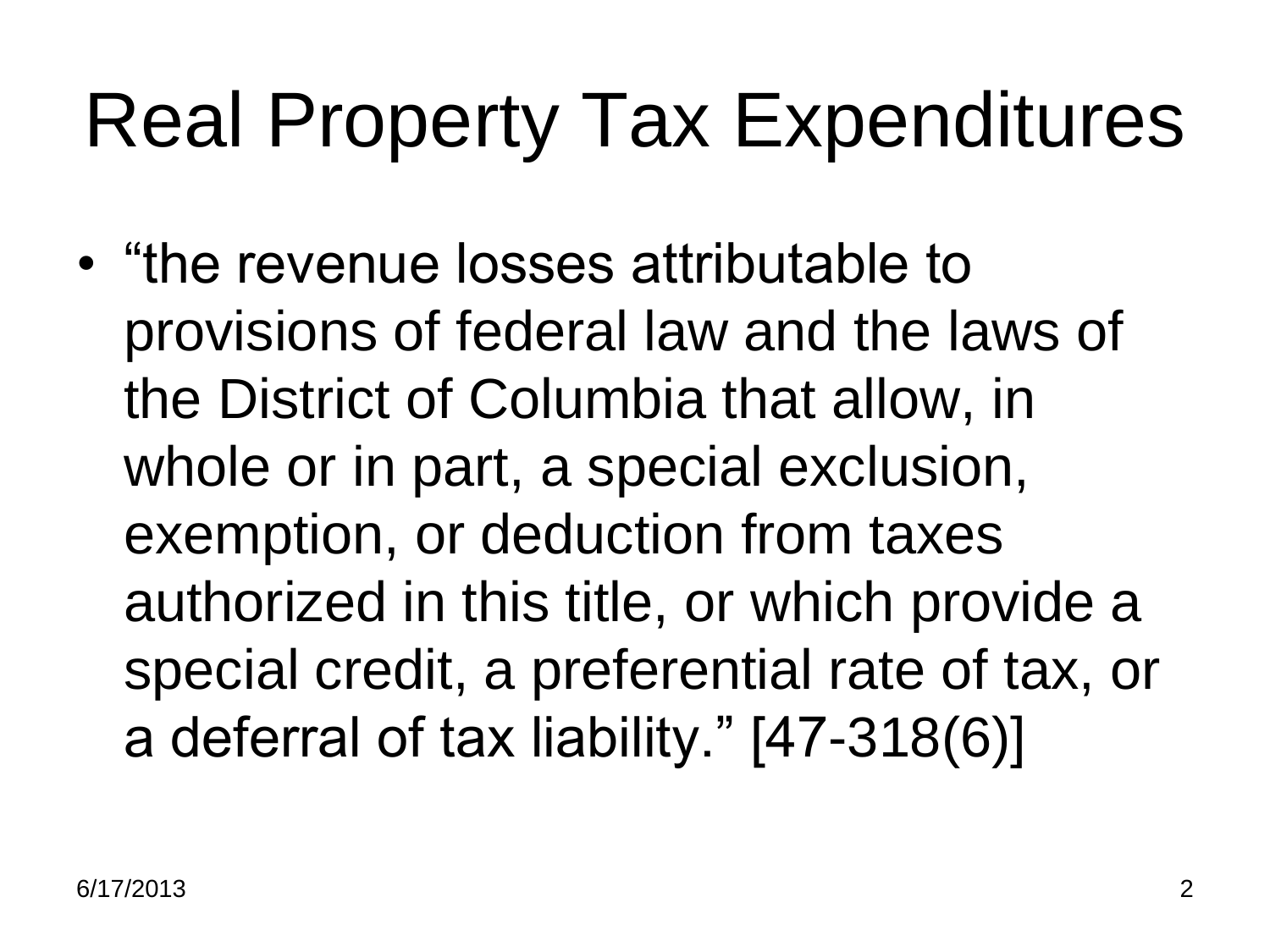# Real Property Tax Expenditures

- “the revenue losses attributable to provisions of federal law and the laws of the District of Columbia that allow, in whole or in part, a special exclusion, exemption, or deduction from taxes authorized in this title, or which provide a special credit, a preferential rate of tax, or a deferral of tax liability.” [47-318(6)]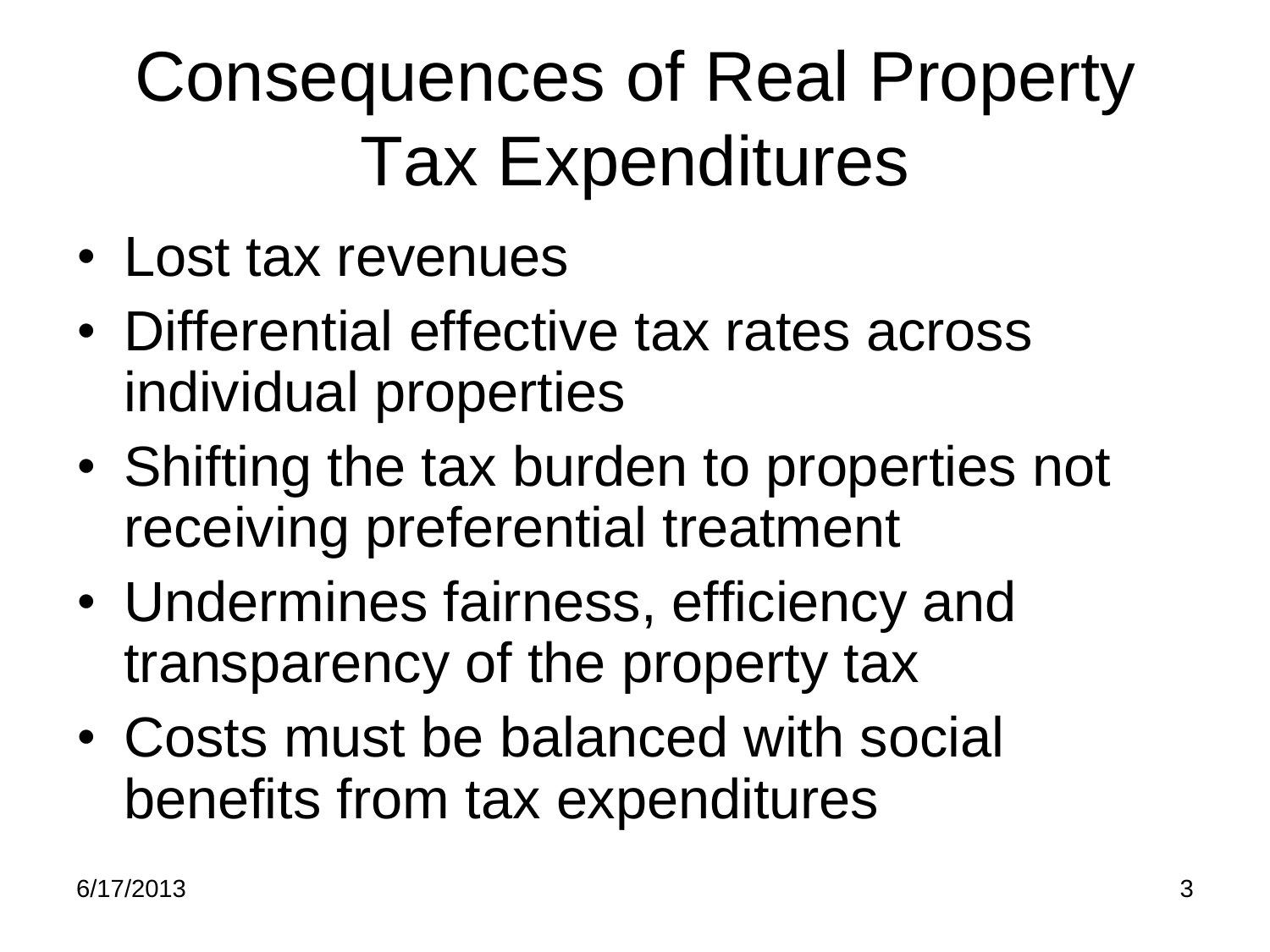# Consequences of Real Property Tax Expenditures

- Lost tax revenues
- Differential effective tax rates across individual properties
- Shifting the tax burden to properties not receiving preferential treatment
- Undermines fairness, efficiency and transparency of the property tax
- Costs must be balanced with social benefits from tax expenditures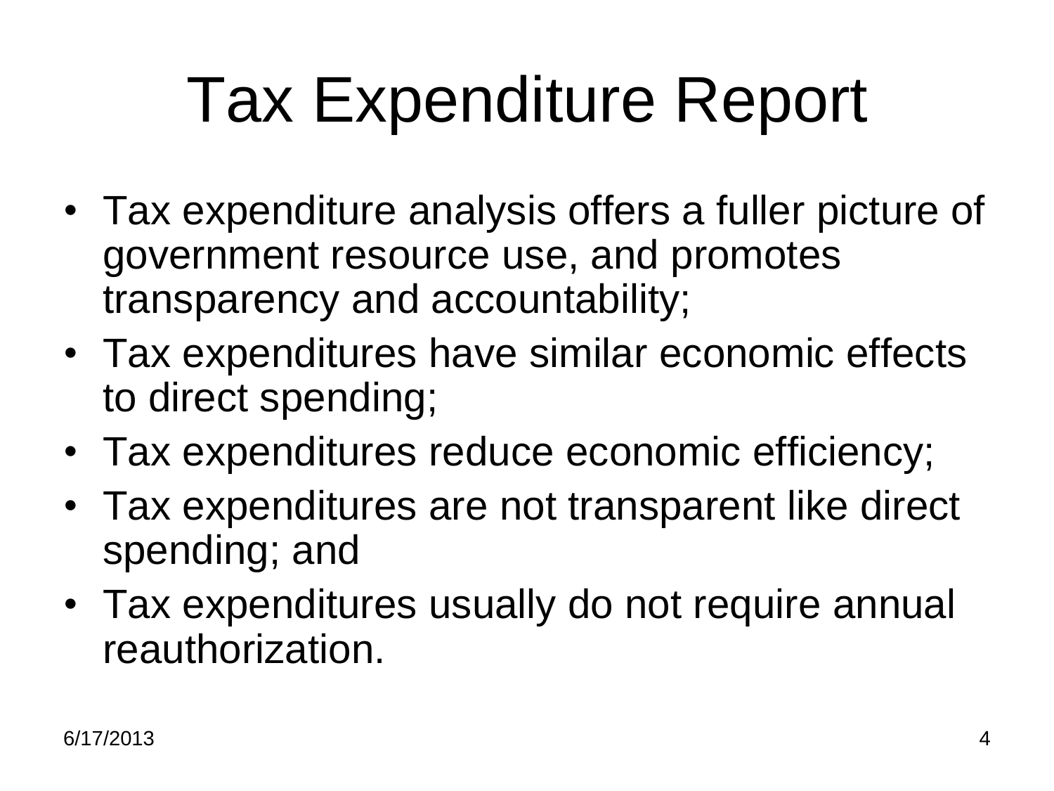# Tax Expenditure Report

- Tax expenditure analysis offers a fuller picture of government resource use, and promotes transparency and accountability;
- Tax expenditures have similar economic effects to direct spending;
- Tax expenditures reduce economic efficiency;
- Tax expenditures are not transparent like direct spending; and
- Tax expenditures usually do not require annual reauthorization.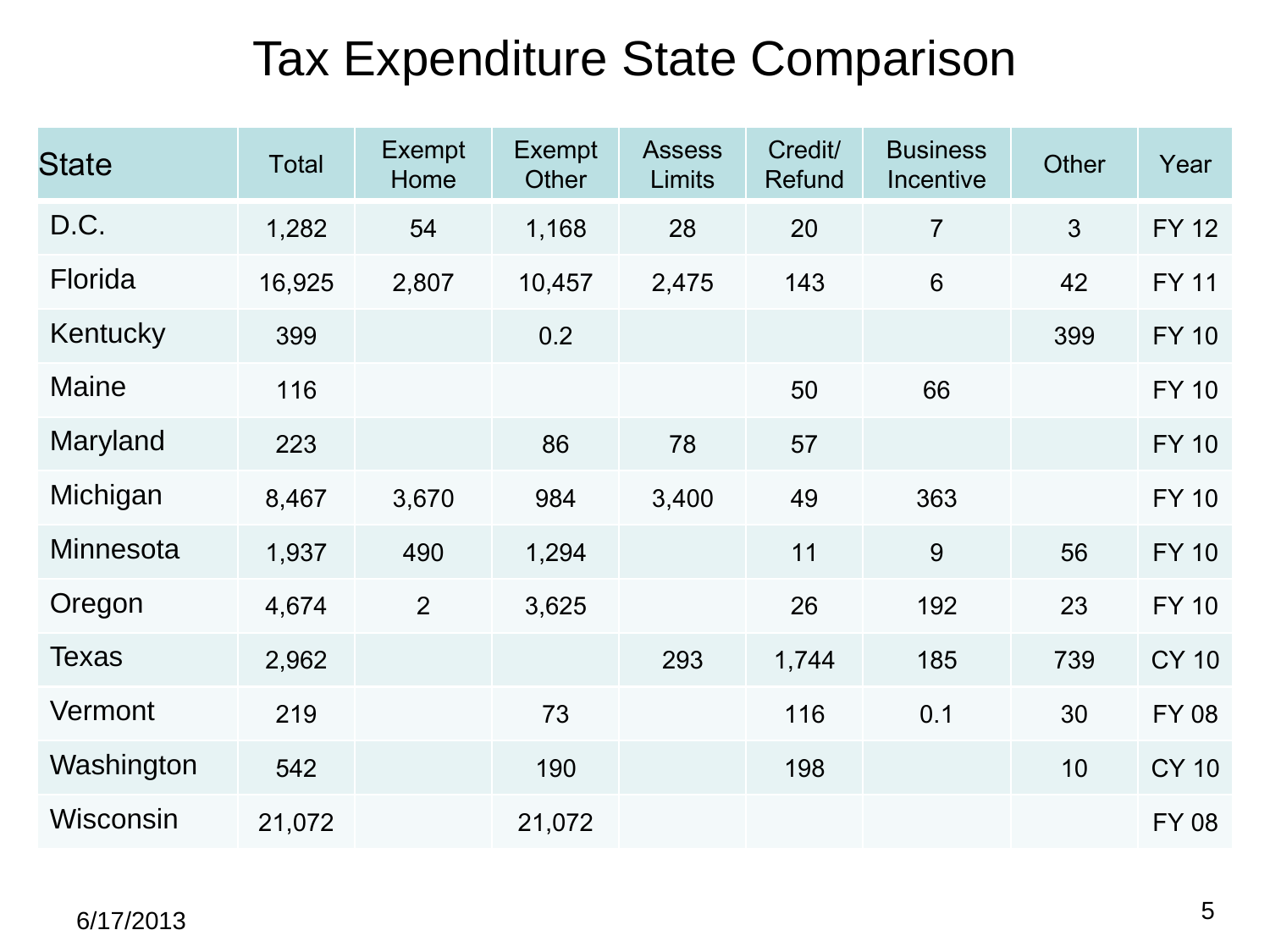# Tax Expenditure State Comparison

| State | Total | Exempt Home | Exempt Other | Assess Limits | Credit/ Refund | Business Incentive | Other | Year |
|---|---|---|---|---|---|---|---|---|
| D.C. | 1,282 | 54 | 1,168 | 28 | 20 | 7 | 3 | FY 12 |
| Florida | 16,925 | 2,807 | 10,457 | 2,475 | 143 | 6 | 42 | FY 11 |
| Kentucky | 399 | | 0.2 | | | | 399 | FY 10 |
| Maine | 116 | | | | 50 | 66 | | FY 10 |
| Maryland | 223 | | 86 | 78 | 57 | | | FY 10 |
| Michigan | 8,467 | 3,670 | 984 | 3,400 | 49 | 363 | | FY 10 |
| Minnesota | 1,937 | 490 | 1,294 | | 11 | 9 | 56 | FY 10 |
| Oregon | 4,674 | 2 | 3,625 | | 26 | 192 | 23 | FY 10 |
| Texas | 2,962 | | | 293 | 1,744 | 185 | 739 | CY 10 |
| Vermont | 219 | | 73 | | 116 | 0.1 | 30 | FY 08 |
| Washington | 542 | | 190 | | 198 | | 10 | CY 10 |
| Wisconsin | 21,072 | | 21,072 | | | | | FY 08 |

6/17/2013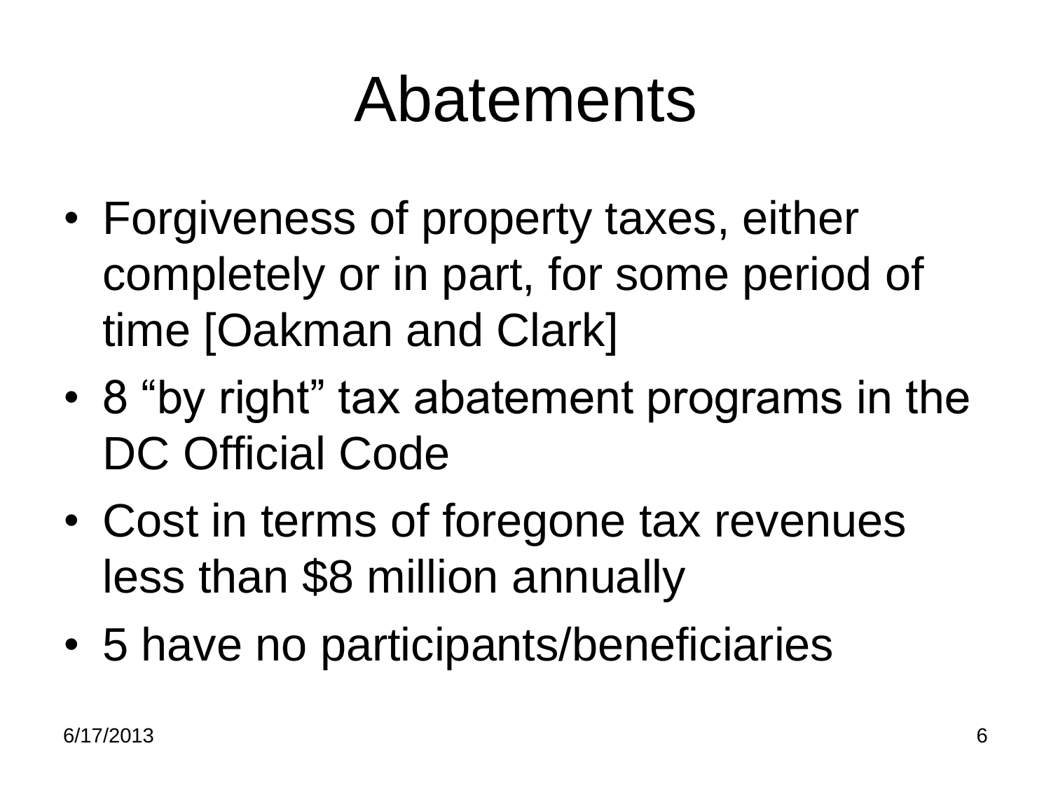# Abatements

- Forgiveness of property taxes, either completely or in part, for some period of time [Oakman and Clark]
- 8 “by right” tax abatement programs in the DC Official Code
- Cost in terms of foregone tax revenues less than $8 million annually
- 5 have no participants/beneficiaries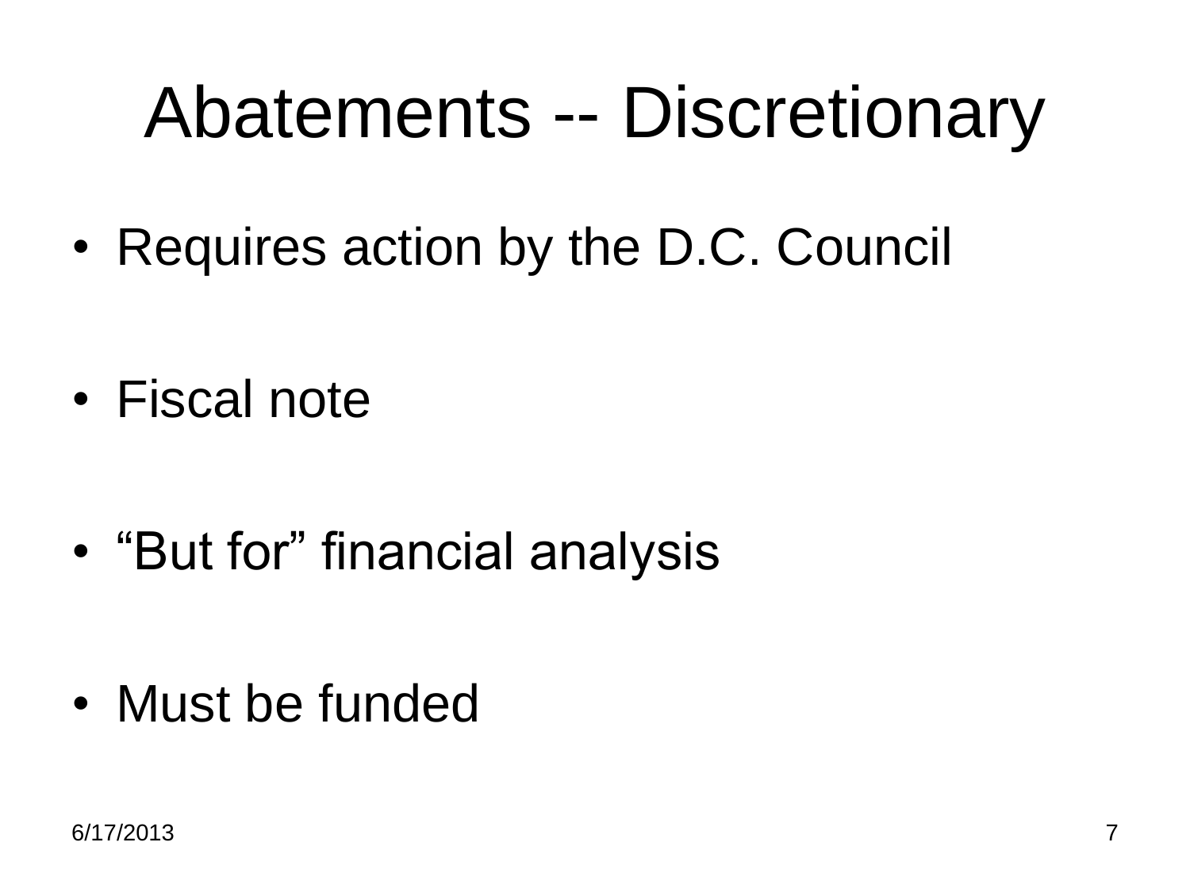# Abatements -- Discretionary

- Requires action by the D.C. Council
- Fiscal note
- “But for” financial analysis
- Must be funded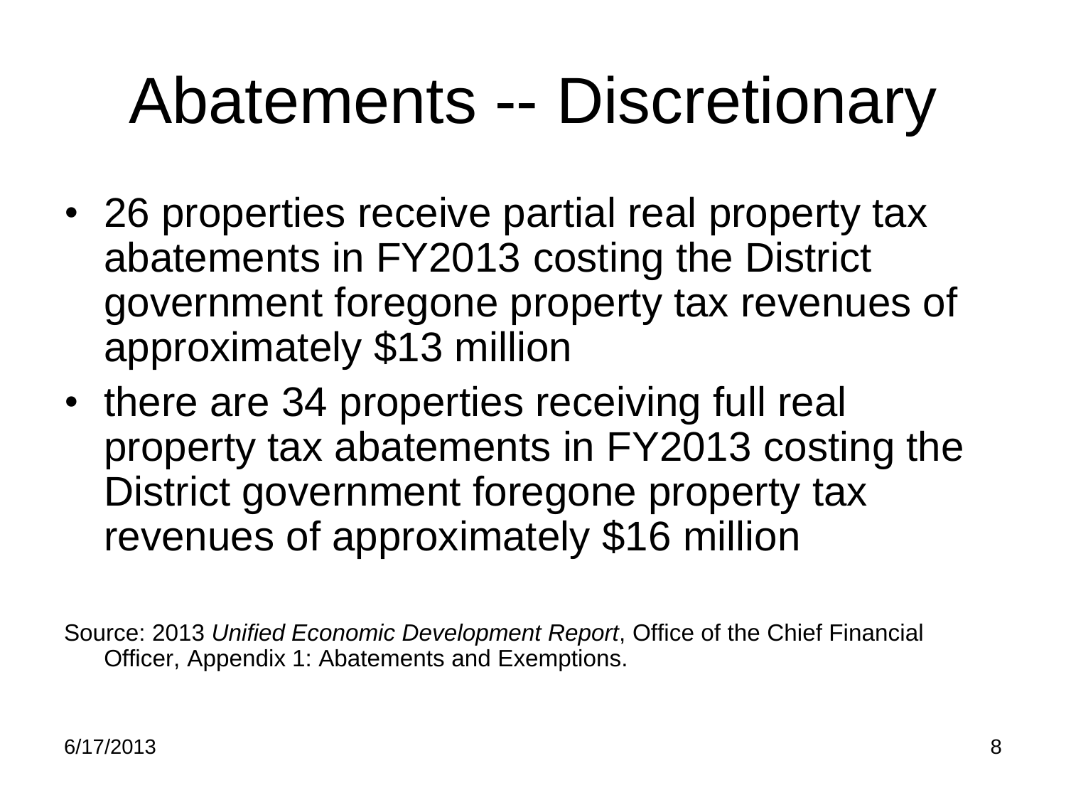# Abatements -- Discretionary

- 26 properties receive partial real property tax abatements in FY2013 costing the District government foregone property tax revenues of approximately $13 million
- there are 34 properties receiving full real property tax abatements in FY2013 costing the District government foregone property tax revenues of approximately $16 million

Source: 2013 *Unified Economic Development Report*, Office of the Chief Financial Officer, Appendix 1: Abatements and Exemptions.

6/17/2013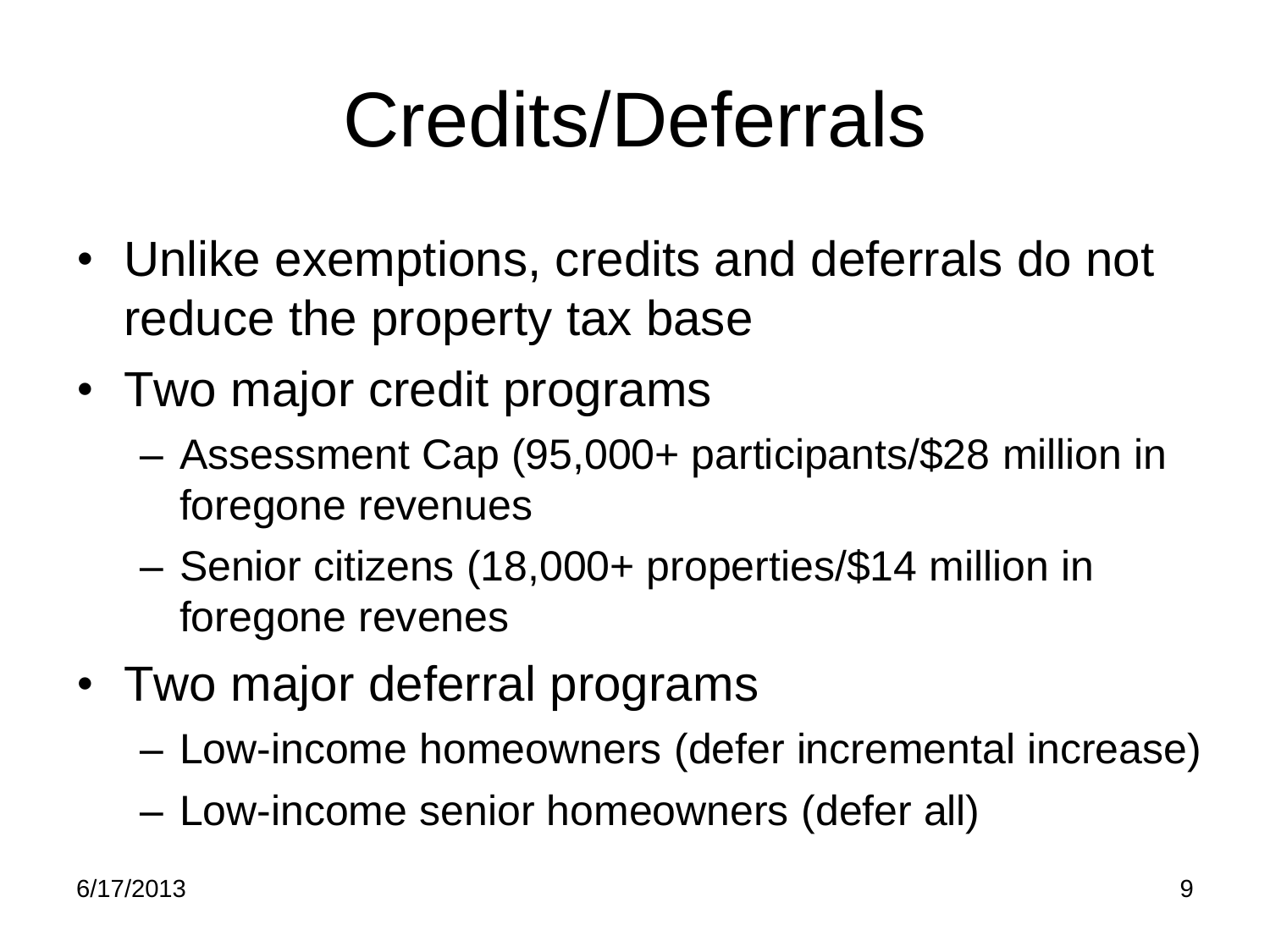# Credits/Deferrals

- Unlike exemptions, credits and deferrals do not reduce the property tax base
- Two major credit programs
  - Assessment Cap (95,000+ participants/$28 million in foregone revenues
  - Senior citizens (18,000+ properties/$14 million in foregone revenes
- Two major deferral programs
  - Low-income homeowners (defer incremental increase)
  - Low-income senior homeowners (defer all)

6/17/2013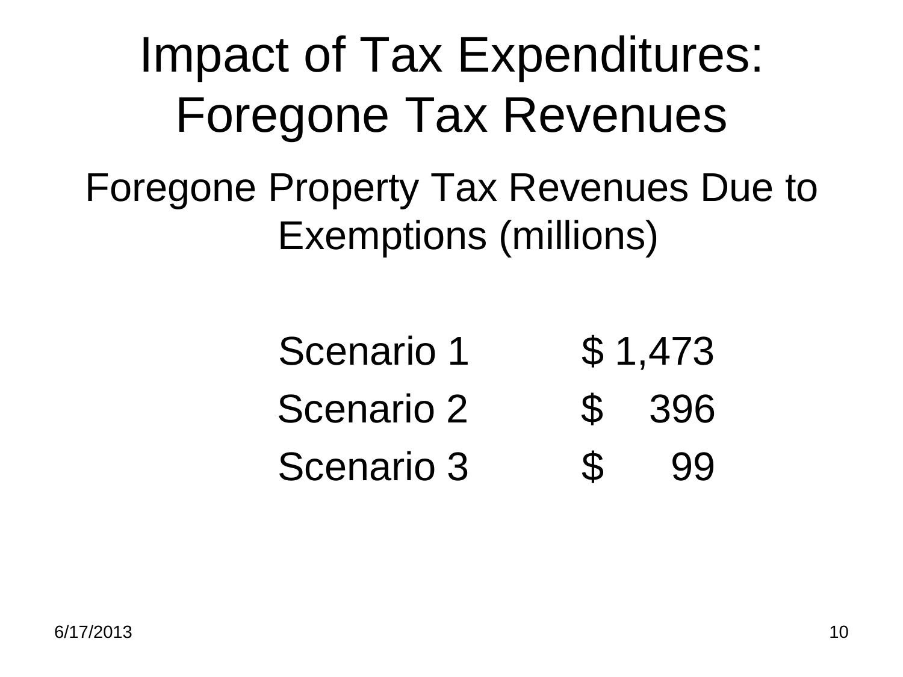# Impact of Tax Expenditures: Foregone Tax Revenues

## Foregone Property Tax Revenues Due to Exemptions (millions)

| | |
|---|---|
| Scenario 1 | $ 1,473 |
| Scenario 2 | $ 396 |
| Scenario 3 | $ 99 |

6/17/2013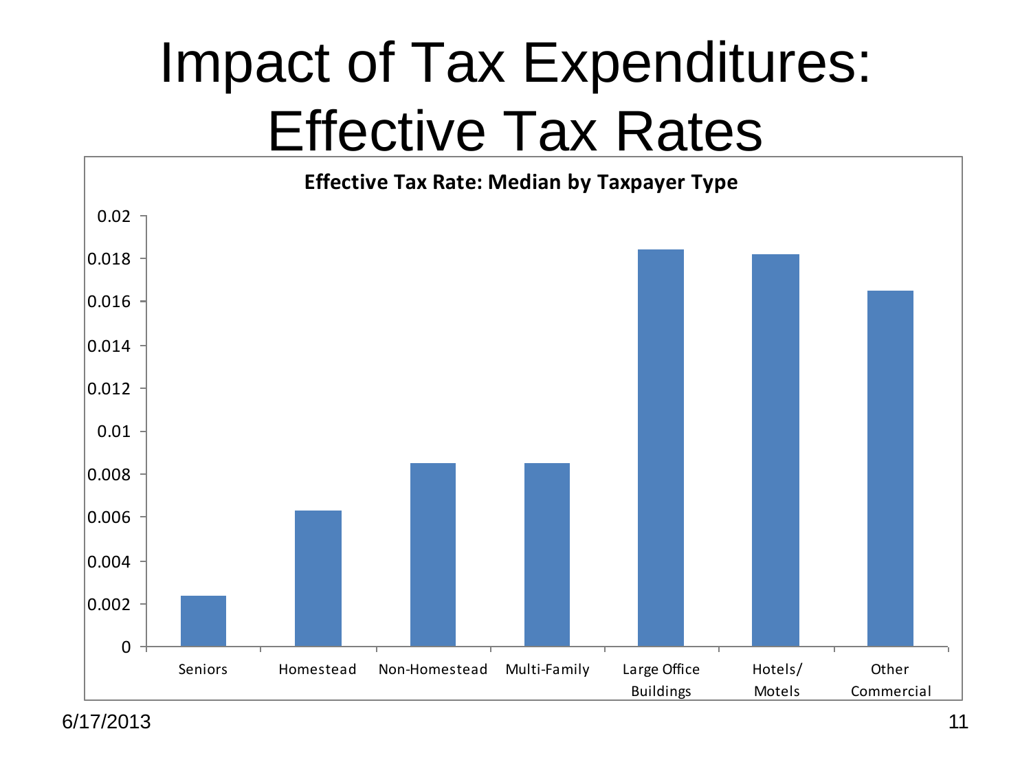# Impact of Tax Expenditures: Effective Tax Rates

**Effective Tax Rate: Median by Taxpayer Type**

| Taxpayer Type | Effective Tax Rate (approx.) |
| --- | --- |
| Seniors | 0.0024 |
| Homestead | 0.0063 |
| Non-Homestead | 0.0085 |
| Multi-Family | 0.0085 |
| Large Office Buildings | 0.0184 |
| Hotels/ Motels | 0.0182 |
| Other Commercial | 0.0165 |

6/17/2013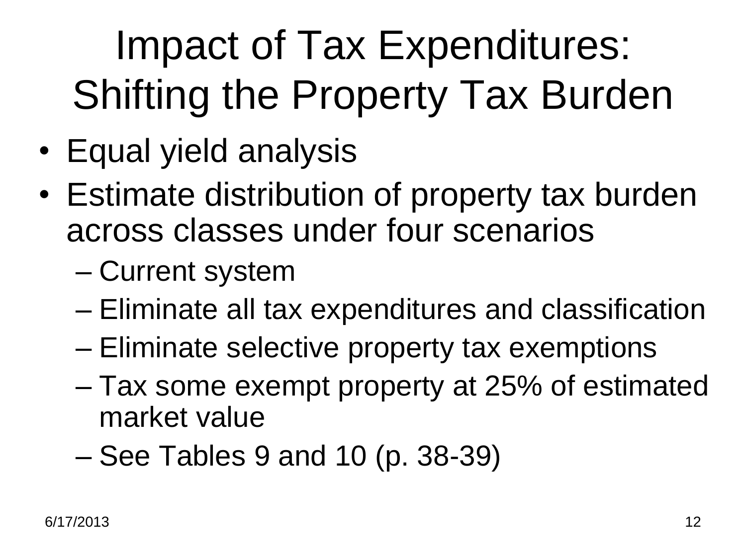# Impact of Tax Expenditures: Shifting the Property Tax Burden

- Equal yield analysis
- Estimate distribution of property tax burden across classes under four scenarios
  - Current system
  - Eliminate all tax expenditures and classification
  - Eliminate selective property tax exemptions
  - Tax some exempt property at 25% of estimated market value
  - See Tables 9 and 10 (p. 38-39)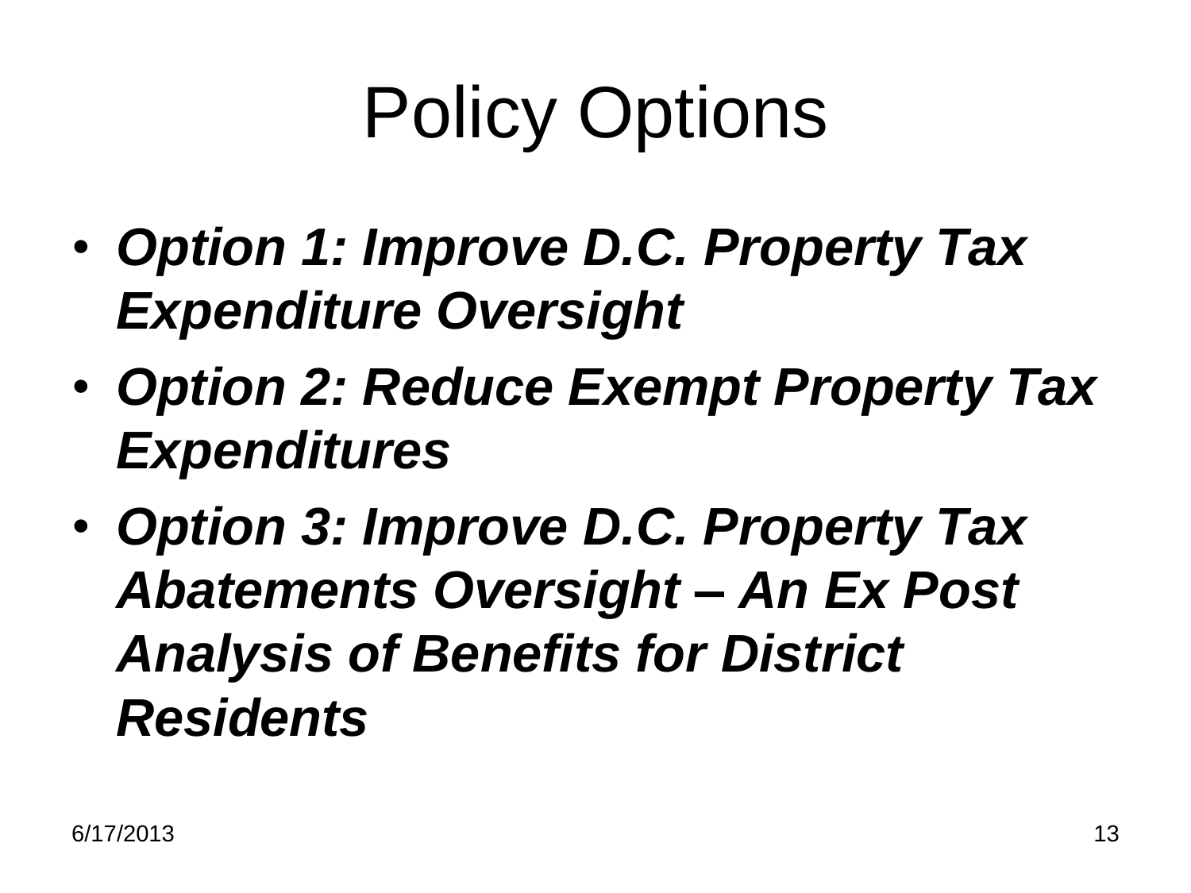# Policy Options

- ***Option 1: Improve D.C. Property Tax Expenditure Oversight***
- ***Option 2: Reduce Exempt Property Tax Expenditures***
- ***Option 3: Improve D.C. Property Tax Abatements Oversight – An Ex Post Analysis of Benefits for District Residents***

6/17/2013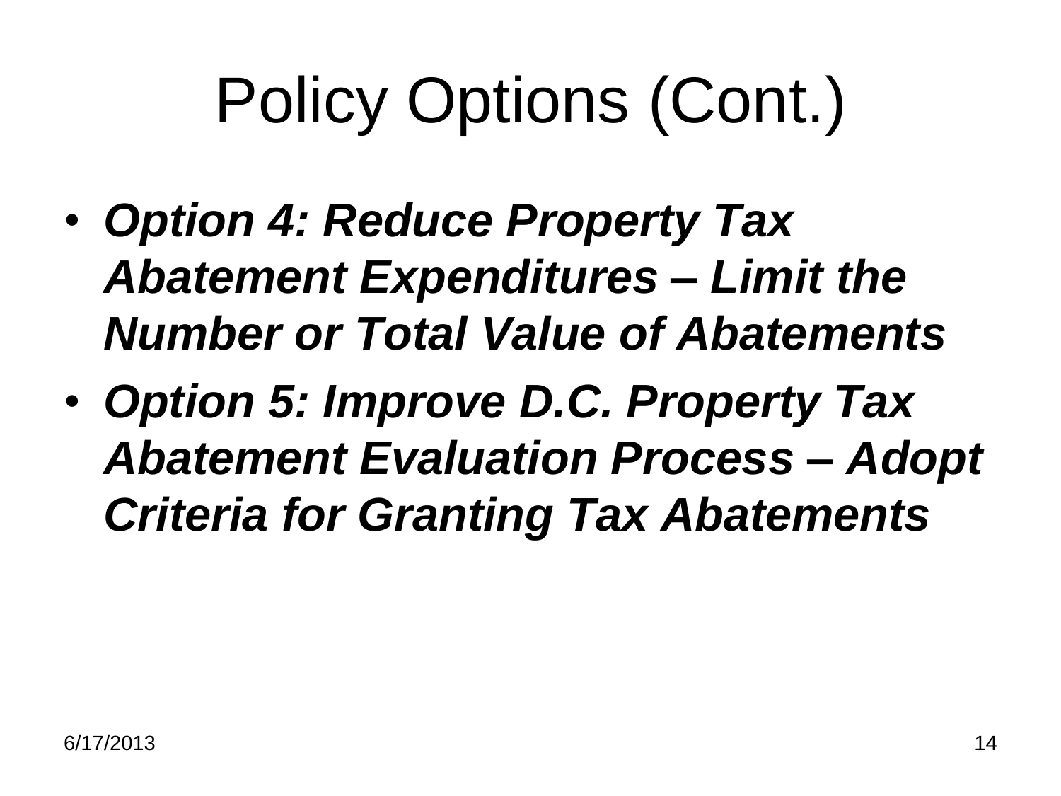# Policy Options (Cont.)

- ***Option 4: Reduce Property Tax Abatement Expenditures – Limit the Number or Total Value of Abatements***
- ***Option 5: Improve D.C. Property Tax Abatement Evaluation Process – Adopt Criteria for Granting Tax Abatements***

6/17/2013